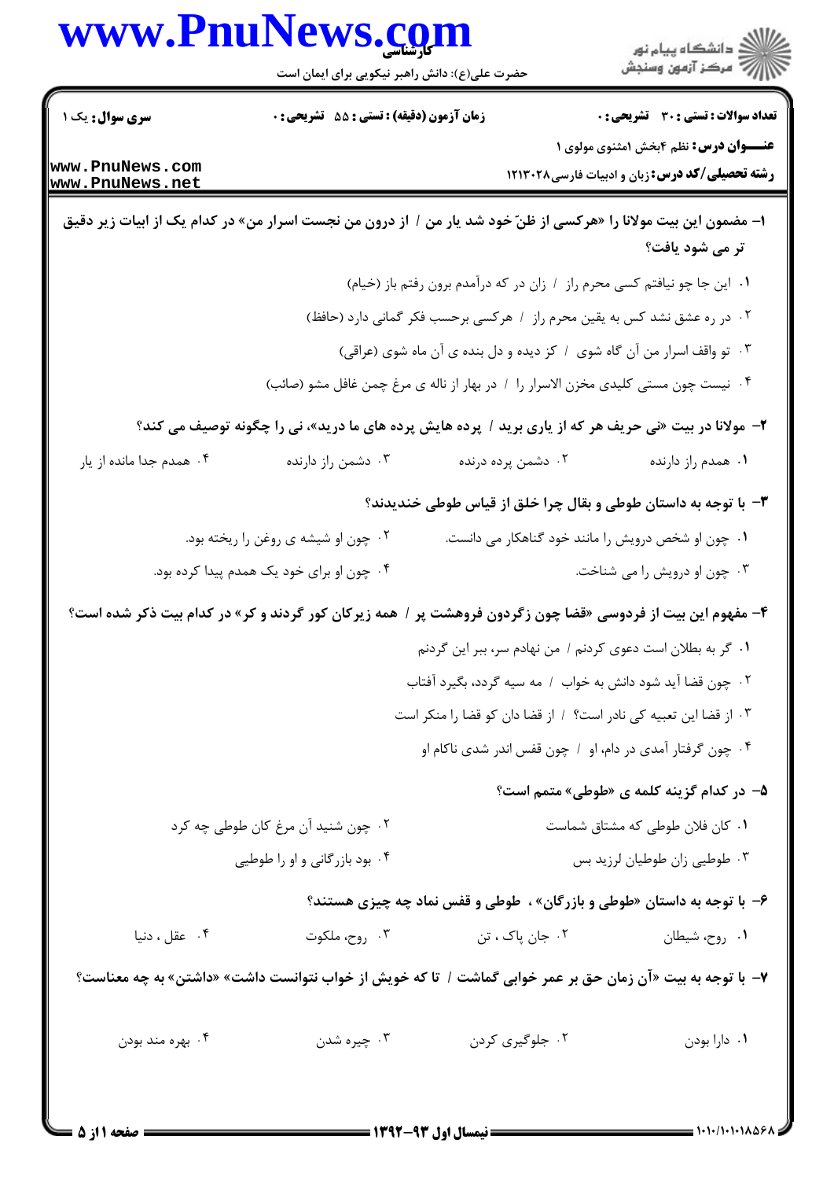**سری سوال:** یک ۱

**زمان آزمون (دقیقه) : تستی : ۵۵ تشریحی : ۰**

**تعداد سوالات : تستی : ۳۰ تشریحی : ۰**

**عنـــوان درس:** نظم ۴بخش ۱مثنوی مولوی ۱

**رشته تحصیلی/کد درس:** زبان و ادبیات فارسی۱۲۱۳۰۲۸

**۱- مضمون این بیت مولانا را «هرکسی از ظنّ خود شد یار من / از درون من نجست اسرار من» در کدام یک از ابیات زیر دقیق تر می شود یافت؟**

۱. این جا چو نیافتم کسی محرم راز / زان در که درآمدم برون رفتم باز (خیام)

۲. در ره عشق نشد کس به یقین محرم راز / هرکسی برحسب فکر گمانی دارد (حافظ)

۳. تو واقف اسرار من آن گاه شوی / کز دیده و دل بنده ی آن ماه شوی (عراقی)

۴. نیست چون مستی کلیدی مخزن الاسرار را / در بهار از ناله ی مرغ چمن غافل مشو (صائب)

**۲- مولانا در بیت «نی حریف هر که از یاری برید / پرده هایش پرده های ما درید»، نی را چگونه توصیف می کند؟**

۱. همدم راز دارنده
۲. دشمن پرده درنده
۳. دشمن راز دارنده
۴. همدم جدا مانده از یار

**۳- با توجه به داستان طوطی و بقال چرا خلق از قیاس طوطی خندیدند؟**

۱. چون او شخص درویش را مانند خود گناهکار می دانست.
۲. چون او شیشه ی روغن را ریخته بود.
۳. چون او درویش را می شناخت.
۴. چون او برای خود یک همدم پیدا کرده بود.

**۴- مفهوم این بیت از فردوسی «قضا چون زگردون فروهشت پر / همه زیرکان کور گردند و کر» در کدام بیت ذکر شده است؟**

۱. گر به بطلان است دعوی کردنم / من نهادم سر، ببر این گردنم

۲. چون قضا آید شود دانش به خواب / مه سیه گردد، بگیرد آفتاب

۳. از قضا این تعبیه کی نادر است؟ / از قضا دان کو قضا را منکر است

۴. چون گرفتار آمدی در دام، او / چون قفس اندر شدی ناکام او

**۵- در کدام گزینه کلمه ی «طوطی» متمم است؟**

۱. کان فلان طوطی که مشتاق شماست
۲. چون شنید آن مرغ کان طوطی چه کرد
۳. طوطیی زان طوطیان لرزید بس
۴. بود بازرگانی و او را طوطیی

**۶- با توجه به داستان «طوطی و بازرگان» ، طوطی و قفس نماد چه چیزی هستند؟**

۱. روح، شیطان
۲. جان پاک ، تن
۳. روح، ملکوت
۴. عقل ، دنیا

**۷- با توجه به بیت «آن زمان حق بر عمر خوابی گماشت / تا که خویش از خواب نتوانست داشت» «داشتن» به چه معناست؟**

۱. دارا بودن
۲. جلوگیری کردن
۳. چیره شدن
۴. بهره مند بودن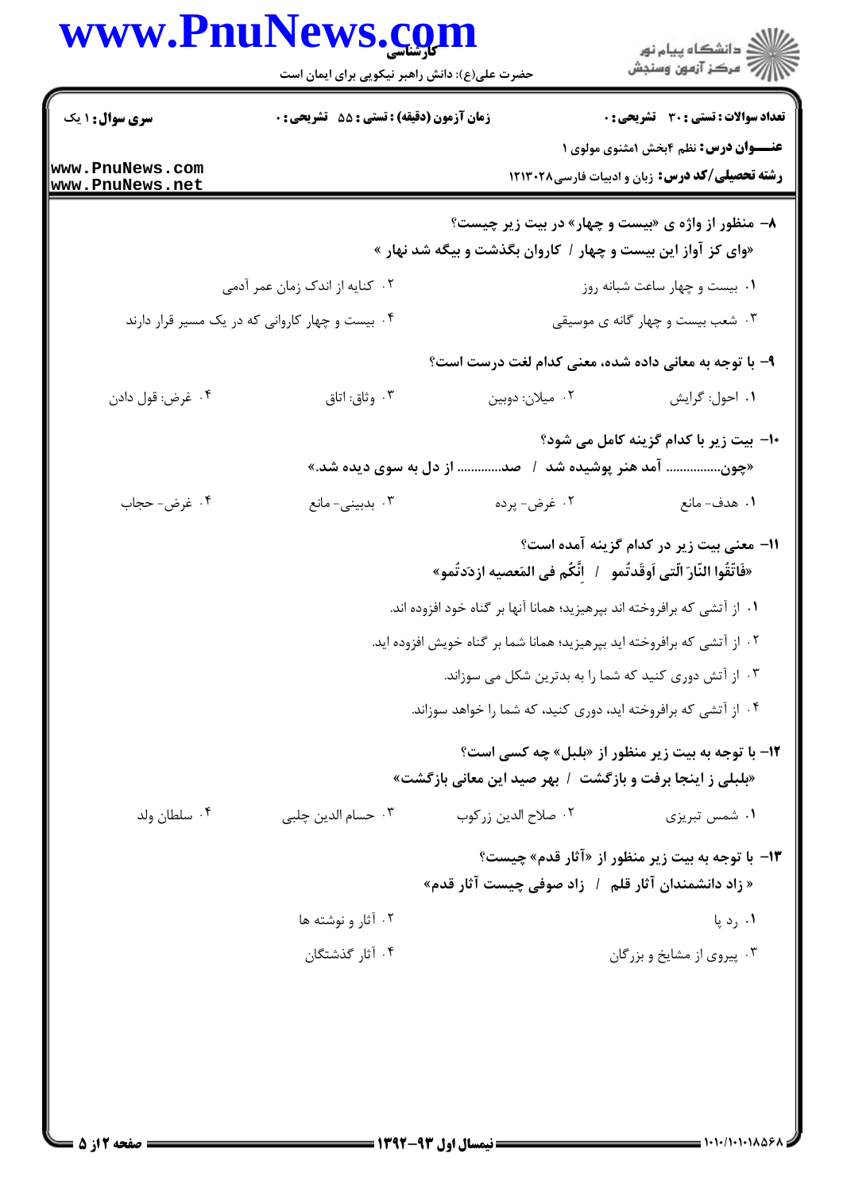سری سوال: ۱ یک | زمان آزمون (دقیقه) : تستی : ۵۵ تشریحی : ۰ | تعداد سوالات : تستی : ۳۰ تشریحی : ۰

**عنـــوان درس:** نظم ۴بخش ۱مثنوی مولوی ۱

**رشته تحصیلی/کد درس:** زبان و ادبیات فارسی۱۲۱۳۰۲۸

**۸- منظور از واژه ی «بیست و چهار» در بیت زیر چیست؟**

**«وای کز آواز این بیست و چهار / کاروان بگذشت و بیگه شد نهار »**

۱. بیست و چهار ساعت شبانه روز

۲. کنایه از اندک زمان عمر آدمی

۳. شعب بیست و چهار گانه ی موسیقی

۴. بیست و چهار کاروانی که در یک مسیر قرار دارند

**۹- با توجه به معانی داده شده، معنی کدام لغت درست است؟**

۱. احول: گرایش

۲. میلان: دوبین

۳. وثاق: اتاق

۴. غرض: قول دادن

**۱۰- بیت زیر با کدام گزینه کامل می شود؟**

**«چون................ آمد هنر پوشیده شد / صد............. از دل به سوی دیده شد.»**

۱. هدف- مانع

۲. غرض- پرده

۳. بدبینی- مانع

۴. غرض- حجاب

**۱۱- معنی بیت زیر در کدام گزینه آمده است؟**

**«فَاتّقُوا النّارَ الّتی اَوقَدتُمو / اِنَّکُم فی المَعصیه ازدَدتُمو»**

۱. از آتشی که برافروخته اند بپرهیزید؛ همانا آنها بر گناه خود افزوده اند.

۲. از آتشی که برافروخته اید بپرهیزید؛ همانا شما بر گناه خویش افزوده اید.

۳. از آتش دوری کنید که شما را به بدترین شکل می سوزاند.

۴. از آتشی که برافروخته اید، دوری کنید، که شما را خواهد سوزاند.

**۱۲- با توجه به بیت زیر منظور از «بلبل» چه کسی است؟**

**«بلبلی ز اینجا برفت و بازگشت / بهر صید این معانی بازگشت»**

۱. شمس تبریزی

۲. صلاح الدین زرکوب

۳. حسام الدین چلبی

۴. سلطان ولد

**۱۳- با توجه به بیت زیر منظور از «آثار قدم» چیست؟**

**« زاد دانشمندان آثار قلم / زاد صوفی چیست آثار قدم»**

۱. رد پا

۲. آثار و نوشته ها

۳. پیروی از مشایخ و بزرگان

۴. آثار گذشتگان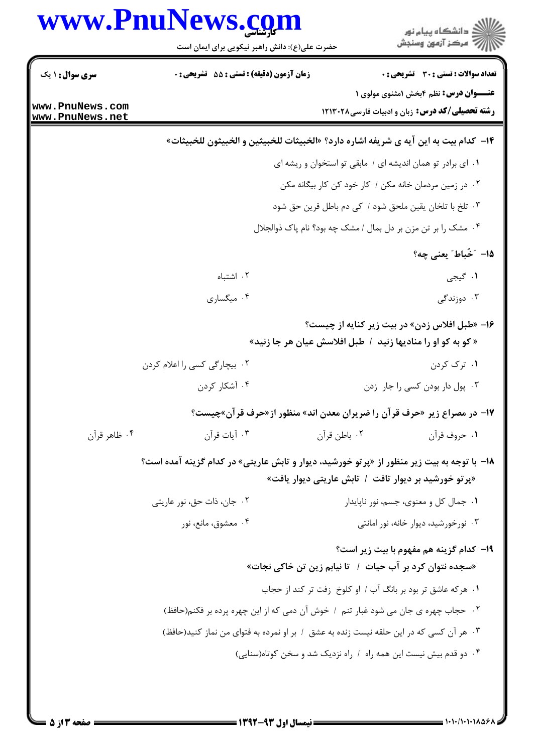**۱۴- کدام بیت به این آیه ی شریفه اشاره دارد؟ «الخبیثات للخبیثین و الخبیثون للخبیثات»**

۱. ای برادر تو همان اندیشه ای / مابقی تو استخوان و ریشه ای

۲. در زمین مردمان خانه مکن / کار خود کن کار بیگانه مکن

۳. تلخ با تلخان یقین ملحق شود / کی دم باطل قرین حق شود

۴. مشک را بر تن مزن بر دل بمال / مشک چه بود؟ نام پاک ذوالجلال

**۱۵- "خُباط" یعنی چه؟**

۱. گیجی

۲. اشتباه

۳. دوزندگی

۴. میگساری

**۱۶- «طبل افلاس زدن» در بیت زیر کنایه از چیست؟**

**« کو به کو او را منادیها زنید / طبل افلاسش عیان هر جا زنید»**

۱. ترک کردن

۲. بیچارگی کسی را اعلام کردن

۳. پول دار بودن کسی را جار زدن

۴. آشکار کردن

**۱۷- در مصراع زیر «حرف قرآن را ضریران معدن اند» منظور از «حرف قرآن»چیست؟**

۱. حروف قرآن

۲. باطن قرآن

۳. آیات قرآن

۴. ظاهر قرآن

**۱۸- با توجه به بیت زیر منظور از «پرتو خورشید، دیوار و تابش عاریتی» در کدام گزینه آمده است؟**

**«پرتو خورشید بر دیوار تافت / تابش عاریتی دیوار یافت»**

۱. جمال کل و معنوی، جسم، نور ناپایدار

۲. جان، ذات حق، نور عاریتی

۳. نورخورشید، دیوار خانه، نور امانتی

۴. معشوق، مانع، نور

**۱۹- کدام گزینه هم مفهوم با بیت زیر است؟**

**«سجده نتوان کرد بر آب حیات / تا نیابم زین تن خاکی نجات»**

۱. هرکه عاشق تر بود بر بانگ آب / او کلوخ زفت تر کند از حجاب

۲. حجاب چهره ی جان می شود غبار تنم / خوش آن دمی که از این چهره پرده بر فکنم(حافظ)

۳. هر آن کسی که در این حلقه نیست زنده به عشق / بر او نمرده به فتوای من نماز کنید(حافظ)

۴. دو قدم بیش نیست این همه راه / راه نزدیک شد و سخن کوتاه(سنایی)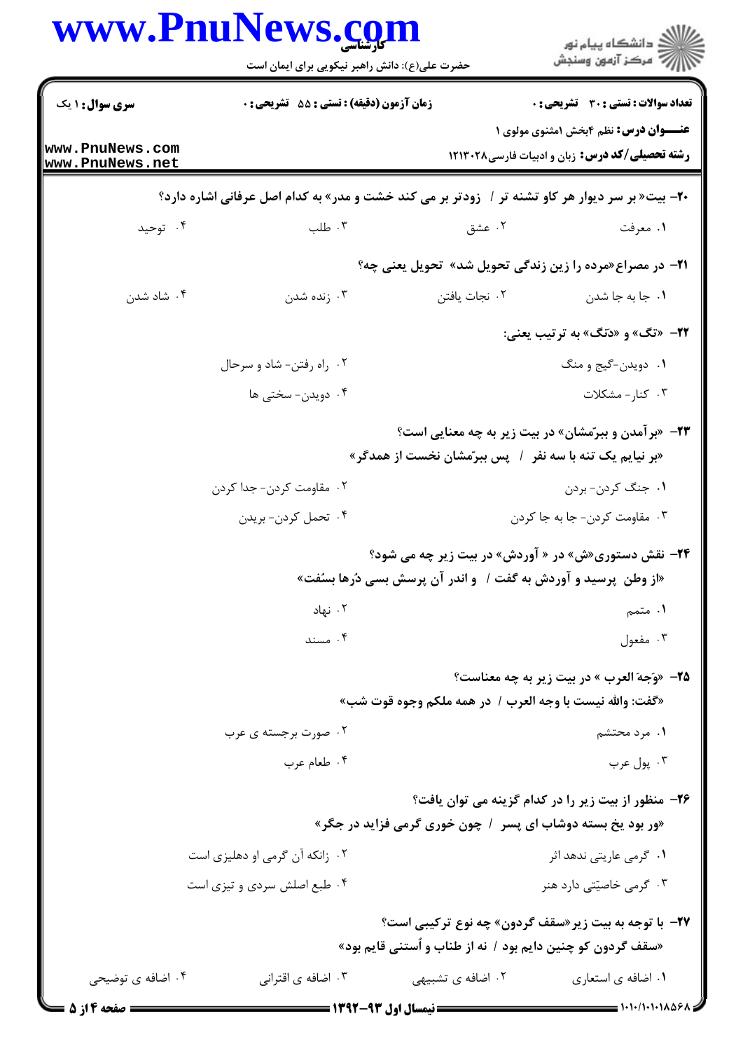**سری سوال:** ۱ یک | **زمان آزمون (دقیقه) : تستی :** ۵۵ **تشریحی :** ۰ | **تعداد سوالات : تستی :** ۳۰ **تشریحی :** ۰

**عنـــوان درس:** نظم ۴بخش ۱مثنوی مولوی ۱

**رشته تحصیلی/کد درس:** زبان و ادبیات فارسی۱۲۱۳۰۲۸

۲۰- بیت« بر سر دیوار هر کاو تشنه تر / زودتر بر می کند خشت و مدر» به کدام اصل عرفانی اشاره دارد؟

۱. معرفت
۲. عشق
۳. طلب
۴. توحید

۲۱- در مصراع«مرده را زین زندگی تحویل شد» تحویل یعنی چه؟

۱. جا به جا شدن
۲. نجات یافتن
۳. زنده شدن
۴. شاد شدن

۲۲- «تگ» و «دَنگ» به ترتیب یعنی:

۱. دویدن-گیج و منگ
۲. راه رفتن- شاد و سرحال
۳. کنار- مشکلات
۴. دویدن- سختی ها

۲۳- «برآمدن و ببرّمشان» در بیت زیر به چه معنایی است؟

«بر نیایم یک تنه با سه نفر / پس ببرّمشان نخست از همدگر»

۱. جنگ کردن- بردن
۲. مقاومت کردن- جدا کردن
۳. مقاومت کردن- جا به جا کردن
۴. تحمل کردن- بریدن

۲۴- نقش دستوری«ش» در « آوردش» در بیت زیر چه می شود؟

«از وطن پرسید و آوردش به گفت / و اندر آن پرسش بسی دُرها بسُفت»

۱. متمم
۲. نهاد
۳. مفعول
۴. مسند

۲۵- «وَجهَ العرب » در بیت زیر به چه معناست؟

«گفت: والله نیست با وجه العرب / در همه ملکم وجوه قوت شب»

۱. مرد محتشم
۲. صورت برجسته ی عرب
۳. پول عرب
۴. طعام عرب

۲۶- منظور از بیت زیر را در کدام گزینه می توان یافت؟

«ور بود یخ بسته دوشاب ای پسر / چون خوری گرمی فزاید در جگر»

۱. گرمی عاریتی ندهد اثر
۲. زانکه آن گرمی او دهلیزی است
۳. گرمی خاصیّتی دارد هنر
۴. طبع اصلش سردی و تیزی است

۲۷- با توجه به بیت زیر«سقف گردون» چه نوع ترکیبی است؟

«سقف گردون کو چنین دایم بود / نه از طناب و اُستنی قایم بود»

۱. اضافه ی استعاری
۲. اضافه ی تشبیهی
۳. اضافه ی اقترانی
۴. اضافه ی توضیحی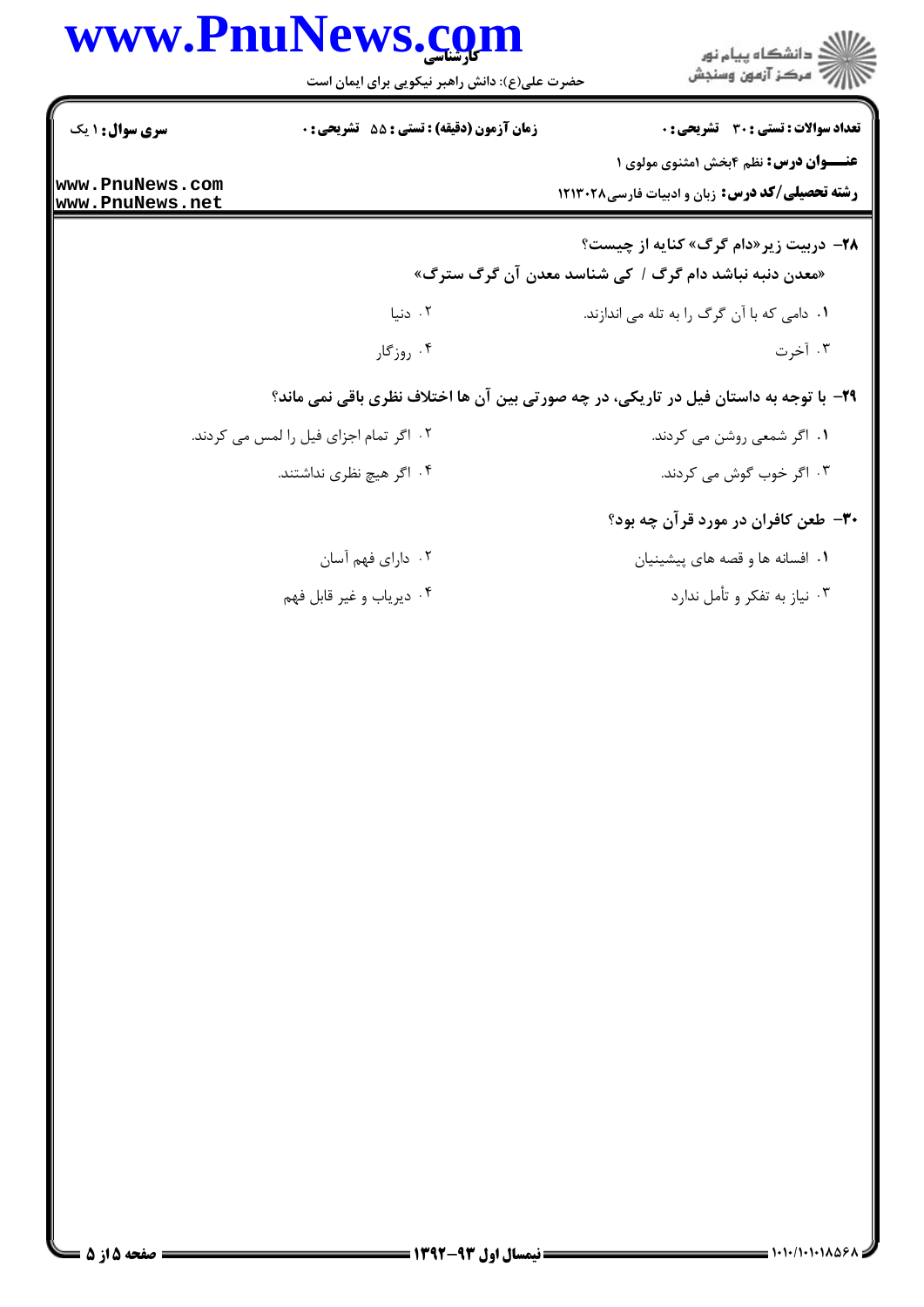۲۸- دربیت زیر«دام گرگ» کنایه از چیست؟

«معدن دنبه نباشد دام گرگ / کی شناسد معدن آن گرگ سترگ»

۱. دامی که با آن گرگ را به تله می اندازند.

۲. دنیا

۳. آخرت

۴. روزگار

۲۹- با توجه به داستان فیل در تاریکی، در چه صورتی بین آن ها اختلاف نظری باقی نمی ماند؟

۱. اگر شمعی روشن می کردند.

۲. اگر تمام اجزای فیل را لمس می کردند.

۳. اگر خوب گوش می کردند.

۴. اگر هیچ نظری نداشتند.

۳۰- طعن کافران در مورد قرآن چه بود؟

۱. افسانه ها و قصه های پیشینیان

۲. دارای فهم آسان

۳. نیاز به تفکر و تأمل ندارد

۴. دیریاب و غیر قابل فهم